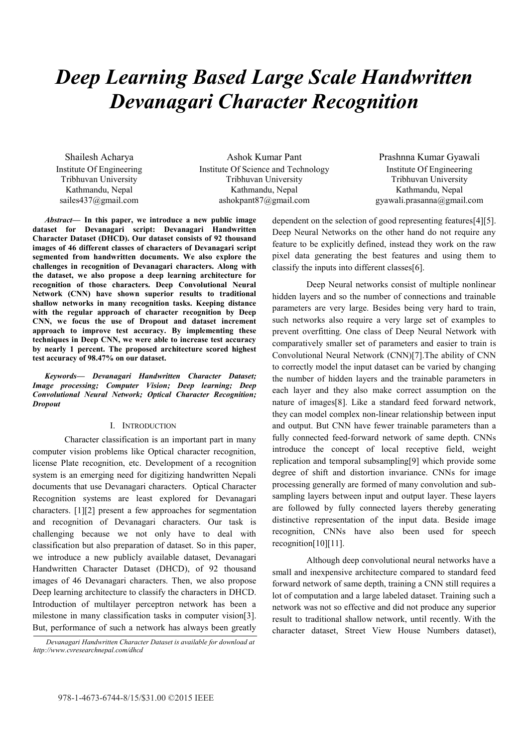# *Deep Learning Based Large Scale Handwritten Devanagari Character Recognition*

Shailesh Acharya
Institute Of Engineering
Tribhuvan University
Kathmandu, Nepal
sailes437@gmail.com

Ashok Kumar Pant
Institute Of Science and Technology
Tribhuvan University
Kathmandu, Nepal
ashokpant87@gmail.com

Prashnna Kumar Gyawali
Institute Of Engineering
Tribhuvan University
Kathmandu, Nepal
gyawali.prasanna@gmail.com

***Abstract*— In this paper, we introduce a new public image dataset for Devanagari script: Devanagari Handwritten Character Dataset (DHCD). Our dataset consists of 92 thousand images of 46 different classes of characters of Devanagari script segmented from handwritten documents. We also explore the challenges in recognition of Devanagari characters. Along with the dataset, we also propose a deep learning architecture for recognition of those characters. Deep Convolutional Neural Network (CNN) have shown superior results to traditional shallow networks in many recognition tasks. Keeping distance with the regular approach of character recognition by Deep CNN, we focus the use of Dropout and dataset increment approach to improve test accuracy. By implementing these techniques in Deep CNN, we were able to increase test accuracy by nearly 1 percent. The proposed architecture scored highest test accuracy of 98.47% on our dataset.**

***Keywords— Devanagari Handwritten Character Dataset; Image processing; Computer Vision; Deep learning; Deep Convolutional Neural Network; Optical Character Recognition; Dropout***

## I. Introduction

Character classification is an important part in many computer vision problems like Optical character recognition, license Plate recognition, etc. Development of a recognition system is an emerging need for digitizing handwritten Nepali documents that use Devanagari characters. Optical Character Recognition systems are least explored for Devanagari characters. [1][2] present a few approaches for segmentation and recognition of Devanagari characters. Our task is challenging because we not only have to deal with classification but also preparation of dataset. So in this paper, we introduce a new publicly available dataset, Devanagari Handwritten Character Dataset (DHCD), of 92 thousand images of 46 Devanagari characters. Then, we also propose Deep learning architecture to classify the characters in DHCD. Introduction of multilayer perceptron network has been a milestone in many classification tasks in computer vision[3]. But, performance of such a network has always been greatly dependent on the selection of good representing features[4][5]. Deep Neural Networks on the other hand do not require any feature to be explicitly defined, instead they work on the raw pixel data generating the best features and using them to classify the inputs into different classes[6].

Deep Neural networks consist of multiple nonlinear hidden layers and so the number of connections and trainable parameters are very large. Besides being very hard to train, such networks also require a very large set of examples to prevent overfitting. One class of Deep Neural Network with comparatively smaller set of parameters and easier to train is Convolutional Neural Network (CNN)[7].The ability of CNN to correctly model the input dataset can be varied by changing the number of hidden layers and the trainable parameters in each layer and they also make correct assumption on the nature of images[8]. Like a standard feed forward network, they can model complex non-linear relationship between input and output. But CNN have fewer trainable parameters than a fully connected feed-forward network of same depth. CNNs introduce the concept of local receptive field, weight replication and temporal subsampling[9] which provide some degree of shift and distortion invariance. CNNs for image processing generally are formed of many convolution and sub-sampling layers between input and output layer. These layers are followed by fully connected layers thereby generating distinctive representation of the input data. Beside image recognition, CNNs have also been used for speech recognition[10][11].

Although deep convolutional neural networks have a small and inexpensive architecture compared to standard feed forward network of same depth, training a CNN still requires a lot of computation and a large labeled dataset. Training such a network was not so effective and did not produce any superior result to traditional shallow network, until recently. With the character dataset, Street View House Numbers dataset),

*Devanagari Handwritten Character Dataset is available for download at http://www.cvresearchnepal.com/dhcd*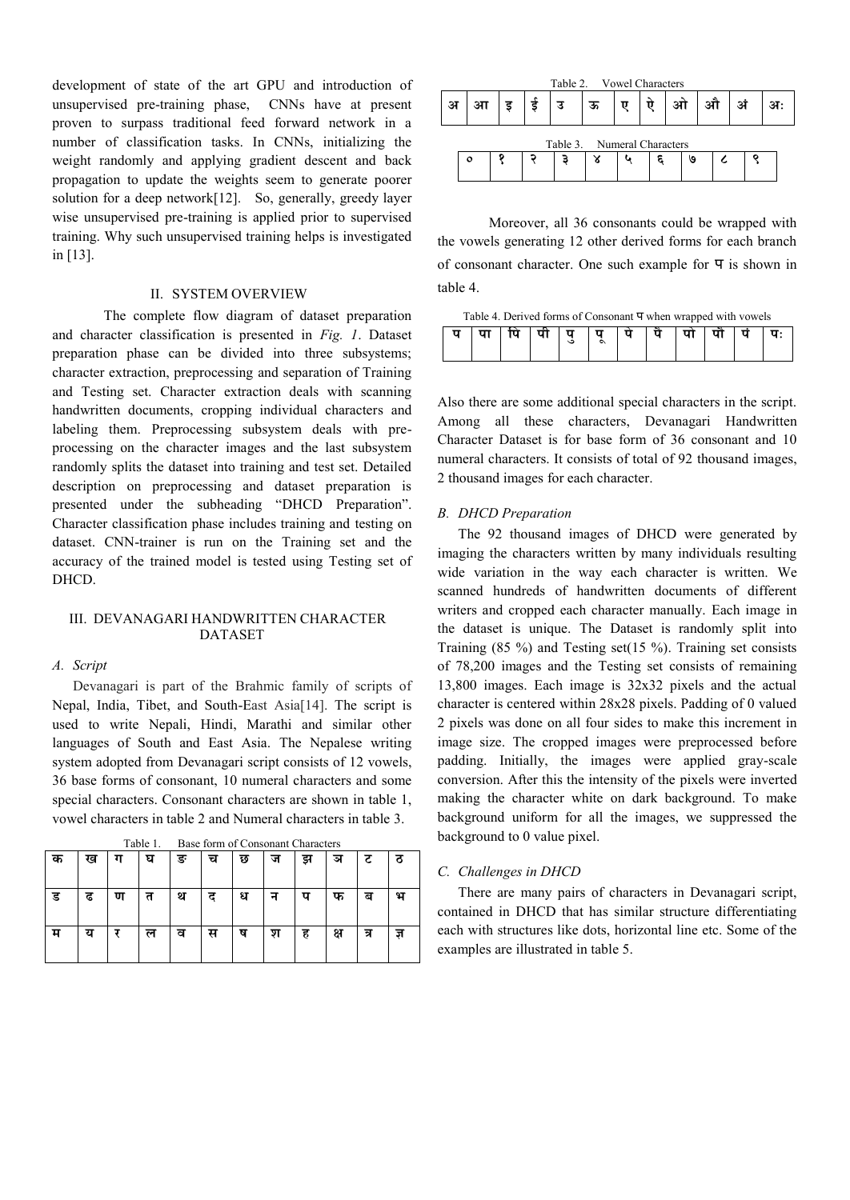development of state of the art GPU and introduction of unsupervised pre-training phase, CNNs have at present proven to surpass traditional feed forward network in a number of classification tasks. In CNNs, initializing the weight randomly and applying gradient descent and back propagation to update the weights seem to generate poorer solution for a deep network[12]. So, generally, greedy layer wise unsupervised pre-training is applied prior to supervised training. Why such unsupervised training helps is investigated in [13].

## II. SYSTEM OVERVIEW

The complete flow diagram of dataset preparation and character classification is presented in *Fig. 1*. Dataset preparation phase can be divided into three subsystems; character extraction, preprocessing and separation of Training and Testing set. Character extraction deals with scanning handwritten documents, cropping individual characters and labeling them. Preprocessing subsystem deals with pre-processing on the character images and the last subsystem randomly splits the dataset into training and test set. Detailed description on preprocessing and dataset preparation is presented under the subheading "DHCD Preparation". Character classification phase includes training and testing on dataset. CNN-trainer is run on the Training set and the accuracy of the trained model is tested using Testing set of DHCD.

## III. DEVANAGARI HANDWRITTEN CHARACTER DATASET

### *A. Script*

Devanagari is part of the Brahmic family of scripts of Nepal, India, Tibet, and South-East Asia[14]. The script is used to write Nepali, Hindi, Marathi and similar other languages of South and East Asia. The Nepalese writing system adopted from Devanagari script consists of 12 vowels, 36 base forms of consonant, 10 numeral characters and some special characters. Consonant characters are shown in table 1, vowel characters in table 2 and Numeral characters in table 3.

Table 1. Base form of Consonant Characters

| क | ख | ग | घ | ङ | च | छ | ज | झ | ञ | ट | ठ |
|---|---|---|---|---|---|---|---|---|---|---|---|
| ड | ढ | ण | त | थ | द | ध | न | प | फ | ब | भ |
| म | य | र | ल | व | स | ष | श | ह | क्ष | त्र | ज्ञ |

Table 2. Vowel Characters

| अ | आ | इ | ई | उ | ऊ | ए | ऐ | ओ | औ | अं | अः |
|---|---|---|---|---|---|---|---|---|---|---|---|

Table 3. Numeral Characters

| ० | १ | २ | ३ | ४ | ५ | ६ | ७ | ८ | ९ |
|---|---|---|---|---|---|---|---|---|---|

Moreover, all 36 consonants could be wrapped with the vowels generating 12 other derived forms for each branch of consonant character. One such example for प is shown in table 4.

Table 4. Derived forms of Consonant प when wrapped with vowels

| प | पा | पि | पी | पु | पू | पे | पै | पो | पौ | पं | पः |
|---|---|---|---|---|---|---|---|---|---|---|---|

Also there are some additional special characters in the script. Among all these characters, Devanagari Handwritten Character Dataset is for base form of 36 consonant and 10 numeral characters. It consists of total of 92 thousand images, 2 thousand images for each character.

### *B. DHCD Preparation*

The 92 thousand images of DHCD were generated by imaging the characters written by many individuals resulting wide variation in the way each character is written. We scanned hundreds of handwritten documents of different writers and cropped each character manually. Each image in the dataset is unique. The Dataset is randomly split into Training (85 %) and Testing set(15 %). Training set consists of 78,200 images and the Testing set consists of remaining 13,800 images. Each image is 32x32 pixels and the actual character is centered within 28x28 pixels. Padding of 0 valued 2 pixels was done on all four sides to make this increment in image size. The cropped images were preprocessed before padding. Initially, the images were applied gray-scale conversion. After this the intensity of the pixels were inverted making the character white on dark background. To make background uniform for all the images, we suppressed the background to 0 value pixel.

### *C. Challenges in DHCD*

There are many pairs of characters in Devanagari script, contained in DHCD that has similar structure differentiating each with structures like dots, horizontal line etc. Some of the examples are illustrated in table 5.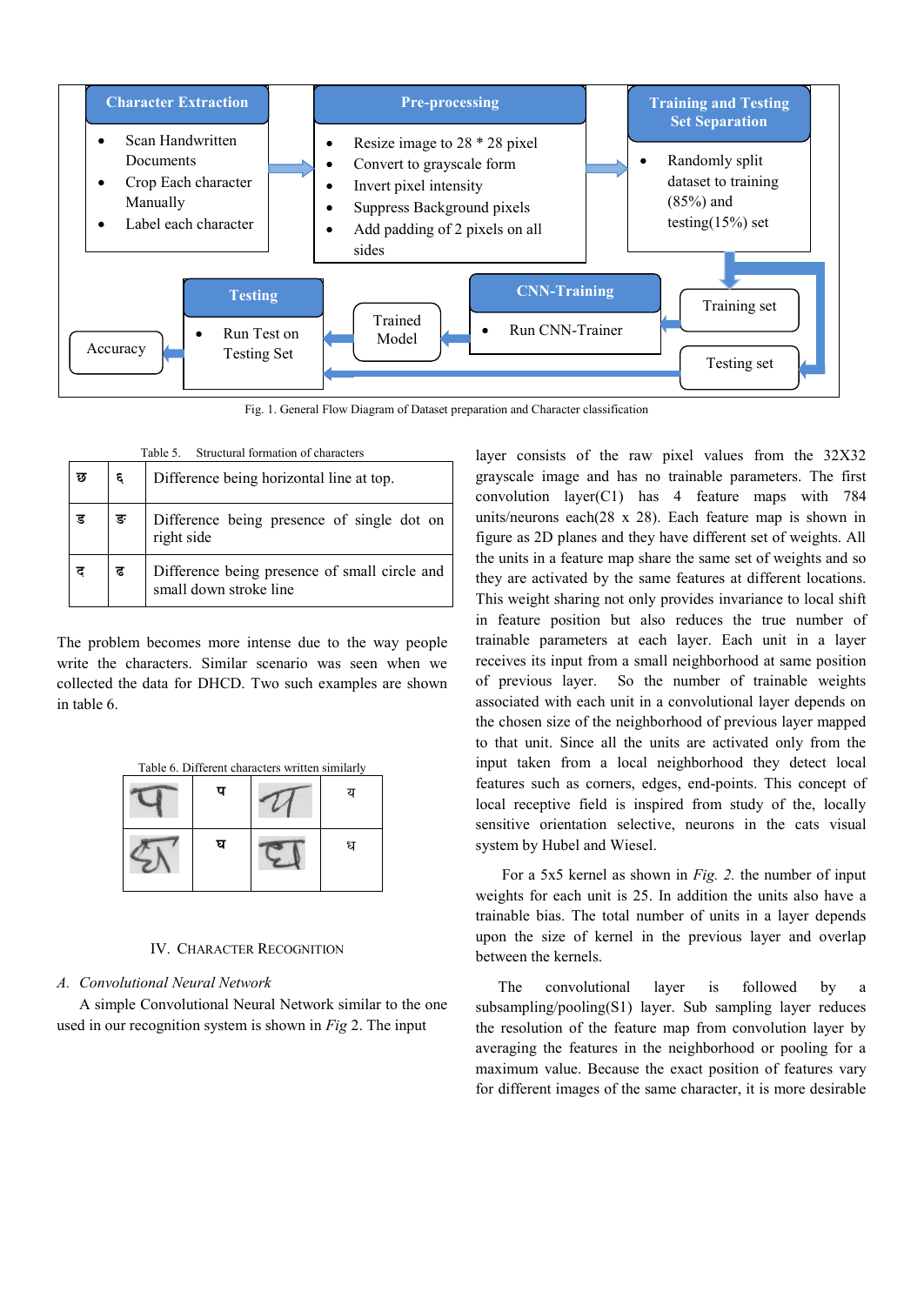Character Extraction

- Scan Handwritten Documents
- Crop Each character Manually
- Label each character

Pre-processing

- Resize image to 28 * 28 pixel
- Convert to grayscale form
- Invert pixel intensity
- Suppress Background pixels
- Add padding of 2 pixels on all sides

Training and Testing Set Separation

- Randomly split dataset to training (85%) and testing(15%) set

Training set

Testing set

CNN-Training

- Run CNN-Trainer

Trained Model

Testing

- Run Test on Testing Set

Accuracy

Fig. 1. General Flow Diagram of Dataset preparation and Character classification

Table 5. Structural formation of characters

| छ | ६ | Difference being horizontal line at top. |
|---|---|---|
| ड | ङ | Difference being presence of single dot on right side |
| द | ढ | Difference being presence of small circle and small down stroke line |

The problem becomes more intense due to the way people write the characters. Similar scenario was seen when we collected the data for DHCD. Two such examples are shown in table 6.

Table 6. Different characters written similarly

| | प | | य |
|---|---|---|---|
| | घ | | ध |

## IV. Character Recognition

### A. Convolutional Neural Network

A simple Convolutional Neural Network similar to the one used in our recognition system is shown in *Fig* 2. The input layer consists of the raw pixel values from the 32X32 grayscale image and has no trainable parameters. The first convolution layer(C1) has 4 feature maps with 784 units/neurons each(28 x 28). Each feature map is shown in figure as 2D planes and they have different set of weights. All the units in a feature map share the same set of weights and so they are activated by the same features at different locations. This weight sharing not only provides invariance to local shift in feature position but also reduces the true number of trainable parameters at each layer. Each unit in a layer receives its input from a small neighborhood at same position of previous layer. So the number of trainable weights associated with each unit in a convolutional layer depends on the chosen size of the neighborhood of previous layer mapped to that unit. Since all the units are activated only from the input taken from a local neighborhood they detect local features such as corners, edges, end-points. This concept of local receptive field is inspired from study of the, locally sensitive orientation selective, neurons in the cats visual system by Hubel and Wiesel.

For a 5x5 kernel as shown in *Fig. 2.* the number of input weights for each unit is 25. In addition the units also have a trainable bias. The total number of units in a layer depends upon the size of kernel in the previous layer and overlap between the kernels.

The convolutional layer is followed by a subsampling/pooling(S1) layer. Sub sampling layer reduces the resolution of the feature map from convolution layer by averaging the features in the neighborhood or pooling for a maximum value. Because the exact position of features vary for different images of the same character, it is more desirable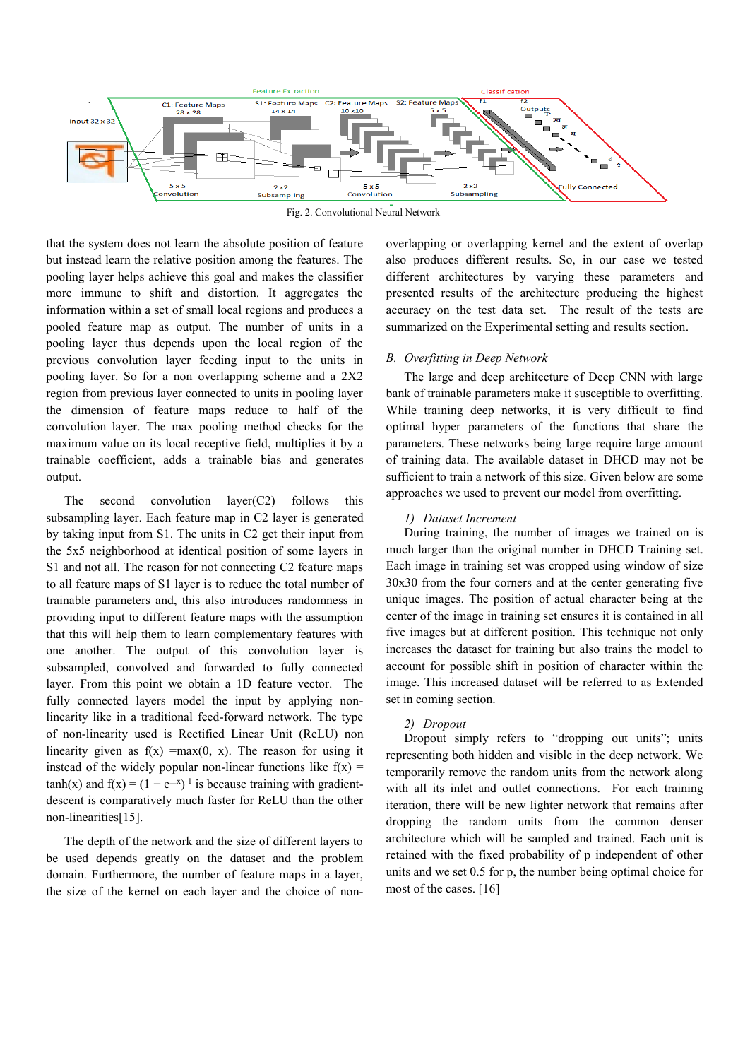Input 32 x 32

Feature Extraction

C1: Feature Maps 28 x 28

S1: Feature Maps 14 x 14

C2: Feature Maps 10 x10

S2: Feature Maps 5 x 5

Classification

f1

f2

Outputs

5 x 5 Convolution

2 x2 Subsampling

5 x 5 Convolution

2 x2 Subsampling

Fully Connected

Fig. 2. Convolutional Neural Network

that the system does not learn the absolute position of feature but instead learn the relative position among the features. The pooling layer helps achieve this goal and makes the classifier more immune to shift and distortion. It aggregates the information within a set of small local regions and produces a pooled feature map as output. The number of units in a pooling layer thus depends upon the local region of the previous convolution layer feeding input to the units in pooling layer. So for a non overlapping scheme and a 2X2 region from previous layer connected to units in pooling layer the dimension of feature maps reduce to half of the convolution layer. The max pooling method checks for the maximum value on its local receptive field, multiplies it by a trainable coefficient, adds a trainable bias and generates output.

The second convolution layer(C2) follows this subsampling layer. Each feature map in C2 layer is generated by taking input from S1. The units in C2 get their input from the 5x5 neighborhood at identical position of some layers in S1 and not all. The reason for not connecting C2 feature maps to all feature maps of S1 layer is to reduce the total number of trainable parameters and, this also introduces randomness in providing input to different feature maps with the assumption that this will help them to learn complementary features with one another. The output of this convolution layer is subsampled, convolved and forwarded to fully connected layer. From this point we obtain a 1D feature vector. The fully connected layers model the input by applying non-linearity like in a traditional feed-forward network. The type of non-linearity used is Rectified Linear Unit (ReLU) non linearity given as $f(x) = \max(0, x)$. The reason for using it instead of the widely popular non-linear functions like $f(x) = \tanh(x)$ and $f(x) = (1 + e^{-x})^{-1}$ is because training with gradient-descent is comparatively much faster for ReLU than the other non-linearities[15].

The depth of the network and the size of different layers to be used depends greatly on the dataset and the problem domain. Furthermore, the number of feature maps in a layer, the size of the kernel on each layer and the choice of non-overlapping or overlapping kernel and the extent of overlap also produces different results. So, in our case we tested different architectures by varying these parameters and presented results of the architecture producing the highest accuracy on the test data set. The result of the tests are summarized on the Experimental setting and results section.

### B. *Overfitting in Deep Network*

The large and deep architecture of Deep CNN with large bank of trainable parameters make it susceptible to overfitting. While training deep networks, it is very difficult to find optimal hyper parameters of the functions that share the parameters. These networks being large require large amount of training data. The available dataset in DHCD may not be sufficient to train a network of this size. Given below are some approaches we used to prevent our model from overfitting.

#### 1) *Dataset Increment*

During training, the number of images we trained on is much larger than the original number in DHCD Training set. Each image in training set was cropped using window of size 30x30 from the four corners and at the center generating five unique images. The position of actual character being at the center of the image in training set ensures it is contained in all five images but at different position. This technique not only increases the dataset for training but also trains the model to account for possible shift in position of character within the image. This increased dataset will be referred to as Extended set in coming section.

#### 2) *Dropout*

Dropout simply refers to “dropping out units”; units representing both hidden and visible in the deep network. We temporarily remove the random units from the network along with all its inlet and outlet connections. For each training iteration, there will be new lighter network that remains after dropping the random units from the common denser architecture which will be sampled and trained. Each unit is retained with the fixed probability of p independent of other units and we set 0.5 for p, the number being optimal choice for most of the cases. [16]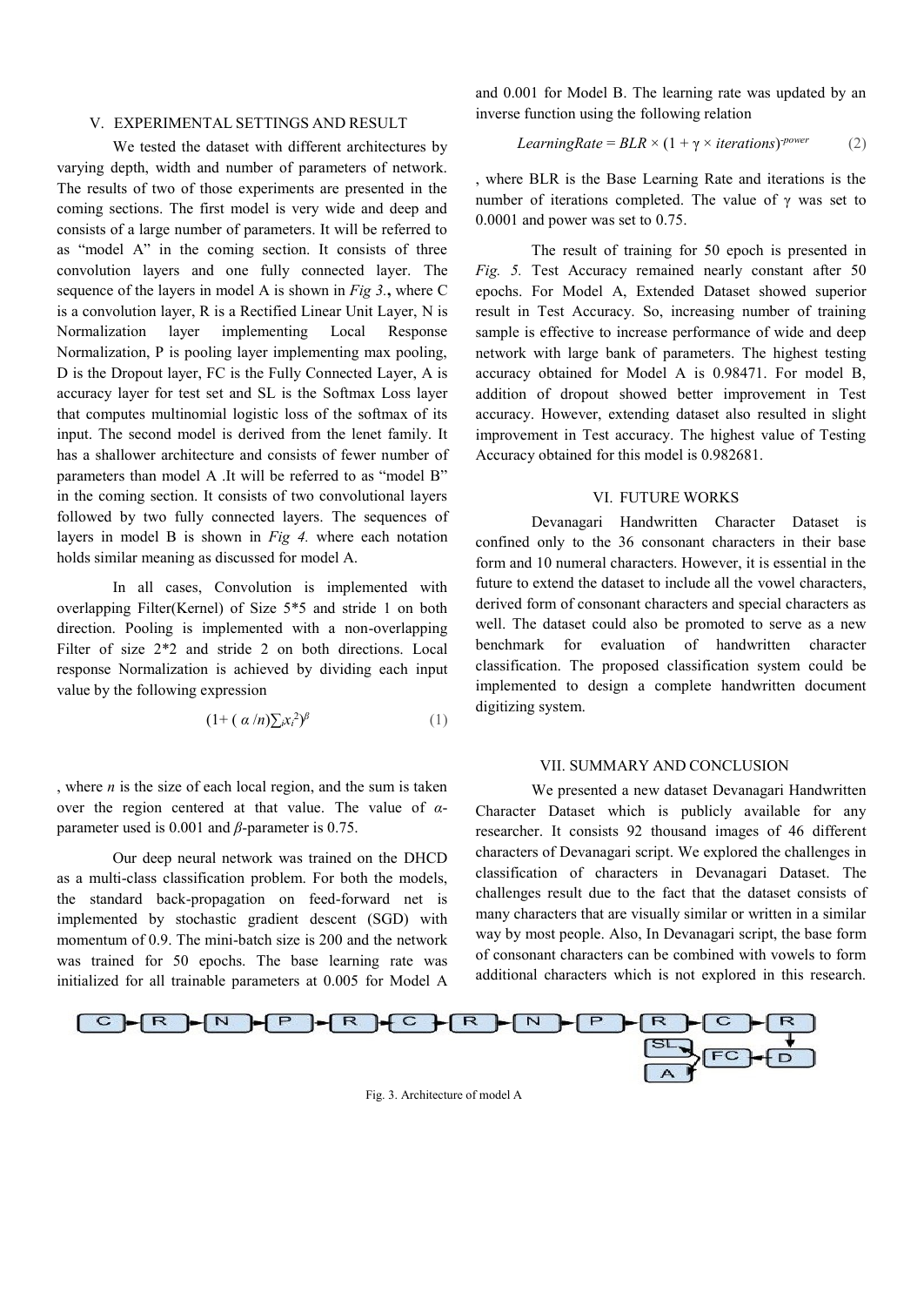## V. EXPERIMENTAL SETTINGS AND RESULT

We tested the dataset with different architectures by varying depth, width and number of parameters of network. The results of two of those experiments are presented in the coming sections. The first model is very wide and deep and consists of a large number of parameters. It will be referred to as "model A" in the coming section. It consists of three convolution layers and one fully connected layer. The sequence of the layers in model A is shown in *Fig 3*., where C is a convolution layer, R is a Rectified Linear Unit Layer, N is Normalization layer implementing Local Response Normalization, P is pooling layer implementing max pooling, D is the Dropout layer, FC is the Fully Connected Layer, A is accuracy layer for test set and SL is the Softmax Loss layer that computes multinomial logistic loss of the softmax of its input. The second model is derived from the lenet family. It has a shallower architecture and consists of fewer number of parameters than model A .It will be referred to as "model B" in the coming section. It consists of two convolutional layers followed by two fully connected layers. The sequences of layers in model B is shown in *Fig 4.* where each notation holds similar meaning as discussed for model A.

In all cases, Convolution is implemented with overlapping Filter(Kernel) of Size 5*5 and stride 1 on both direction. Pooling is implemented with a non-overlapping Filter of size 2*2 and stride 2 on both directions. Local response Normalization is achieved by dividing each input value by the following expression

$$(1 + (\alpha/n)\textstyle\sum_i x_i^2)^\beta \tag{1}$$

, where *n* is the size of each local region, and the sum is taken over the region centered at that value. The value of $\alpha$-parameter used is 0.001 and $\beta$-parameter is 0.75.

Our deep neural network was trained on the DHCD as a multi-class classification problem. For both the models, the standard back-propagation on feed-forward net is implemented by stochastic gradient descent (SGD) with momentum of 0.9. The mini-batch size is 200 and the network was trained for 50 epochs. The base learning rate was initialized for all trainable parameters at 0.005 for Model A and 0.001 for Model B. The learning rate was updated by an inverse function using the following relation

$$LearningRate = BLR \times (1 + \gamma \times iterations)^{-power} \tag{2}$$

, where BLR is the Base Learning Rate and iterations is the number of iterations completed. The value of $\gamma$ was set to 0.0001 and power was set to 0.75.

The result of training for 50 epoch is presented in *Fig. 5.* Test Accuracy remained nearly constant after 50 epochs. For Model A, Extended Dataset showed superior result in Test Accuracy. So, increasing number of training sample is effective to increase performance of wide and deep network with large bank of parameters. The highest testing accuracy obtained for Model A is 0.98471. For model B, addition of dropout showed better improvement in Test accuracy. However, extending dataset also resulted in slight improvement in Test accuracy. The highest value of Testing Accuracy obtained for this model is 0.982681.

## VI. FUTURE WORKS

Devanagari Handwritten Character Dataset is confined only to the 36 consonant characters in their base form and 10 numeral characters. However, it is essential in the future to extend the dataset to include all the vowel characters, derived form of consonant characters and special characters as well. The dataset could also be promoted to serve as a new benchmark for evaluation of handwritten character classification. The proposed classification system could be implemented to design a complete handwritten document digitizing system.

## VII. SUMMARY AND CONCLUSION

We presented a new dataset Devanagari Handwritten Character Dataset which is publicly available for any researcher. It consists 92 thousand images of 46 different characters of Devanagari script. We explored the challenges in classification of characters in Devanagari Dataset. The challenges result due to the fact that the dataset consists of many characters that are visually similar or written in a similar way by most people. Also, In Devanagari script, the base form of consonant characters can be combined with vowels to form additional characters which is not explored in this research.

C → R → N → P → R → C → R → N → P → R → C → R → D → FC → SL / A

Fig. 3. Architecture of model A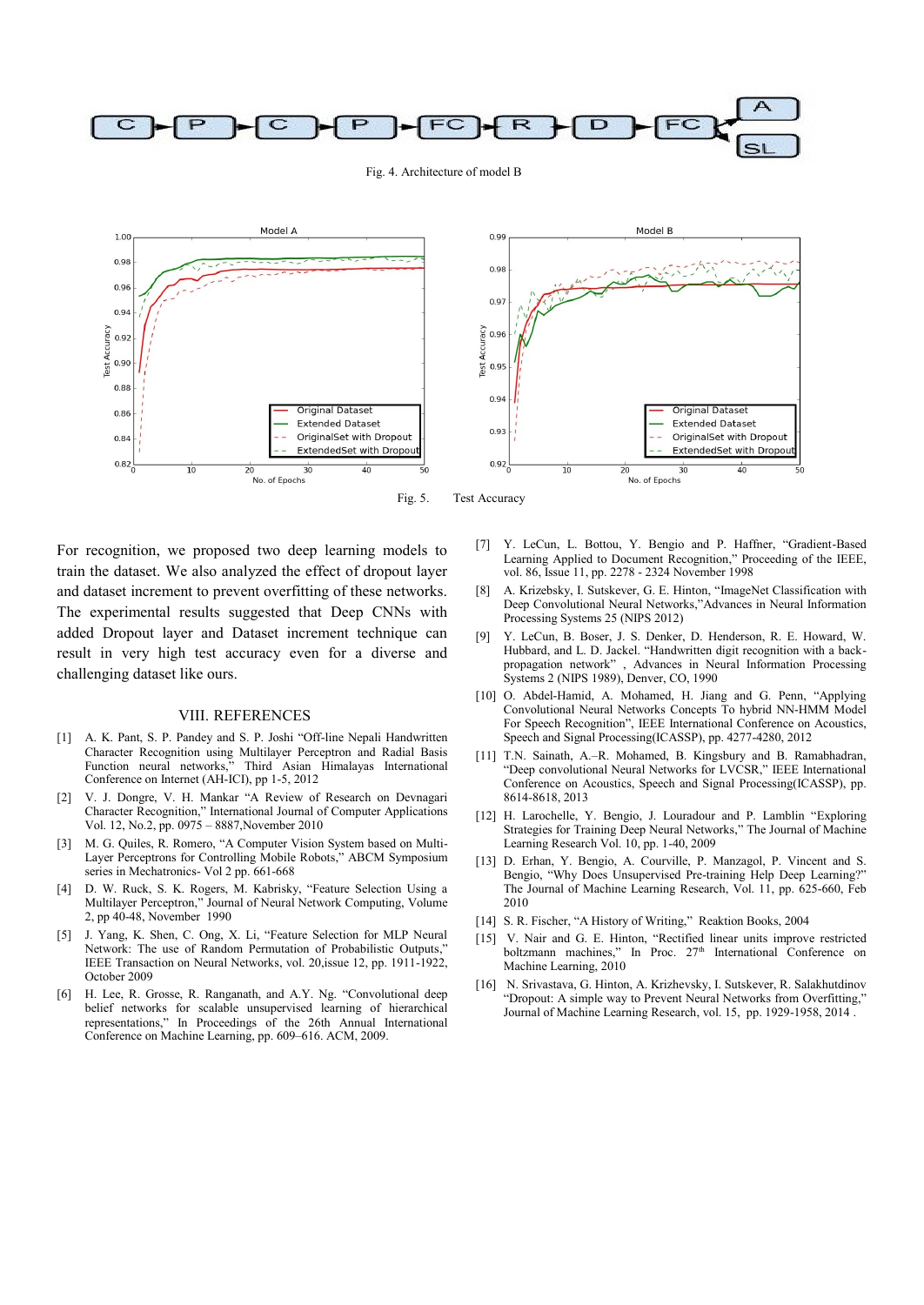C → P → C → P → FC → R → D → FC → A / SL

Fig. 4. Architecture of model B

Model A

Test Accuracy

1.00
0.98
0.96
0.94
0.92
0.90
0.88
0.86
0.84
0.82

0 10 20 30 40 50

No. of Epochs

Original Dataset
Extended Dataset
OriginalSet with Dropout
ExtendedSet with Dropout

Model B

Test Accuracy

0.99
0.98
0.97
0.96
0.95
0.94
0.93
0.92

0 10 20 30 40 50

No. of Epochs

Original Dataset
Extended Dataset
OriginalSet with Dropout
ExtendedSet with Dropout

Fig. 5. Test Accuracy

For recognition, we proposed two deep learning models to train the dataset. We also analyzed the effect of dropout layer and dataset increment to prevent overfitting of these networks. The experimental results suggested that Deep CNNs with added Dropout layer and Dataset increment technique can result in very high test accuracy even for a diverse and challenging dataset like ours.

## VIII. REFERENCES

[1] A. K. Pant, S. P. Pandey and S. P. Joshi "Off-line Nepali Handwritten Character Recognition using Multilayer Perceptron and Radial Basis Function neural networks," Third Asian Himalayas International Conference on Internet (AH-ICI), pp 1-5, 2012

[2] V. J. Dongre, V. H. Mankar "A Review of Research on Devnagari Character Recognition," International Journal of Computer Applications Vol. 12, No.2, pp. 0975 – 8887,November 2010

[3] M. G. Quiles, R. Romero, "A Computer Vision System based on Multi-Layer Perceptrons for Controlling Mobile Robots," ABCM Symposium series in Mechatronics- Vol 2 pp. 661-668

[4] D. W. Ruck, S. K. Rogers, M. Kabrisky, "Feature Selection Using a Multilayer Perceptron," Journal of Neural Network Computing, Volume 2, pp 40-48, November 1990

[5] J. Yang, K. Shen, C. Ong, X. Li, "Feature Selection for MLP Neural Network: The use of Random Permutation of Probabilistic Outputs," IEEE Transaction on Neural Networks, vol. 20,issue 12, pp. 1911-1922, October 2009

[6] H. Lee, R. Grosse, R. Ranganath, and A.Y. Ng. "Convolutional deep belief networks for scalable unsupervised learning of hierarchical representations," In Proceedings of the 26th Annual International Conference on Machine Learning, pp. 609–616. ACM, 2009.

[7] Y. LeCun, L. Bottou, Y. Bengio and P. Haffner, "Gradient-Based Learning Applied to Document Recognition," Proceeding of the IEEE, vol. 86, Issue 11, pp. 2278 - 2324 November 1998

[8] A. Krizebsky, I. Sutskever, G. E. Hinton, "ImageNet Classification with Deep Convolutional Neural Networks,"Advances in Neural Information Processing Systems 25 (NIPS 2012)

[9] Y. LeCun, B. Boser, J. S. Denker, D. Henderson, R. E. Howard, W. Hubbard, and L. D. Jackel. "Handwritten digit recognition with a back-propagation network" , Advances in Neural Information Processing Systems 2 (NIPS 1989), Denver, CO, 1990

[10] O. Abdel-Hamid, A. Mohamed, H. Jiang and G. Penn, "Applying Convolutional Neural Networks Concepts To hybrid NN-HMM Model For Speech Recognition", IEEE International Conference on Acoustics, Speech and Signal Processing(ICASSP), pp. 4277-4280, 2012

[11] T.N. Sainath, A.–R. Mohamed, B. Kingsbury and B. Ramabhadran, "Deep convolutional Neural Networks for LVCSR," IEEE International Conference on Acoustics, Speech and Signal Processing(ICASSP), pp. 8614-8618, 2013

[12] H. Larochelle, Y. Bengio, J. Louradour and P. Lamblin "Exploring Strategies for Training Deep Neural Networks," The Journal of Machine Learning Research Vol. 10, pp. 1-40, 2009

[13] D. Erhan, Y. Bengio, A. Courville, P. Manzagol, P. Vincent and S. Bengio, "Why Does Unsupervised Pre-training Help Deep Learning?" The Journal of Machine Learning Research, Vol. 11, pp. 625-660, Feb 2010

[14] S. R. Fischer, "A History of Writing," Reaktion Books, 2004

[15] V. Nair and G. E. Hinton, "Rectified linear units improve restricted boltzmann machines," In Proc. 27th International Conference on Machine Learning, 2010

[16] N. Srivastava, G. Hinton, A. Krizhevsky, I. Sutskever, R. Salakhutdinov "Dropout: A simple way to Prevent Neural Networks from Overfitting," Journal of Machine Learning Research, vol. 15, pp. 1929-1958, 2014 .